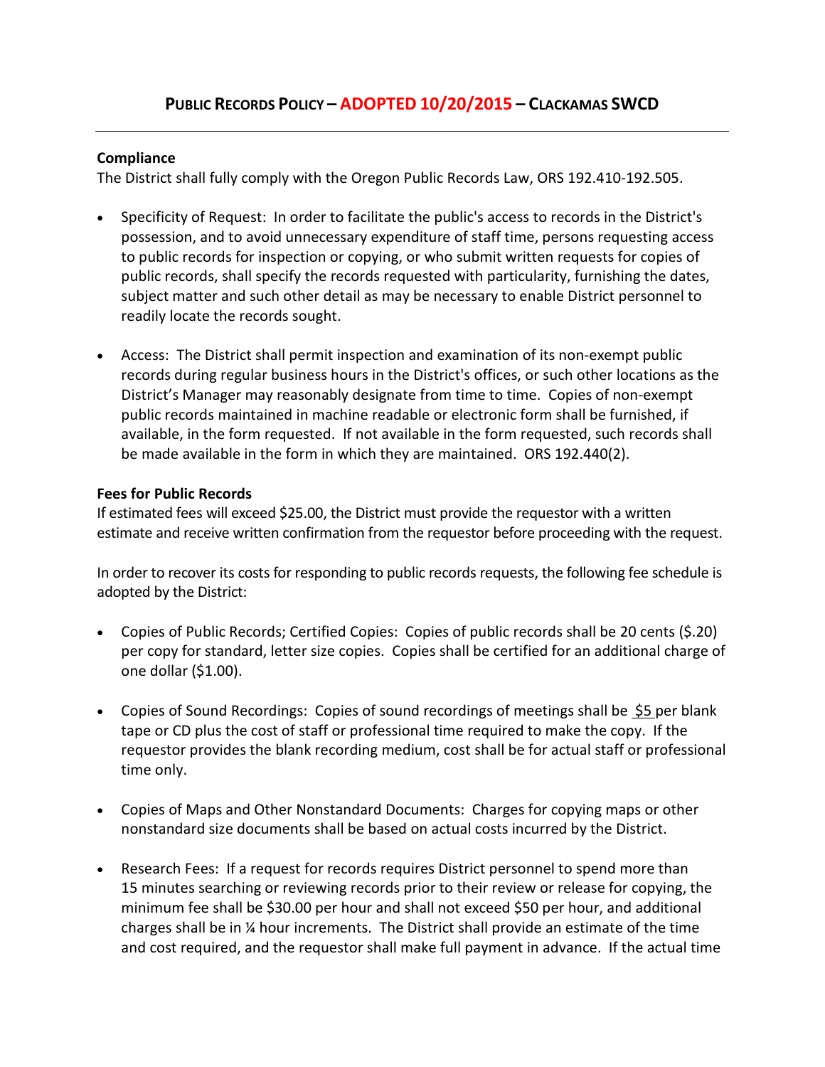# PUBLIC RECORDS POLICY – ADOPTED 10/20/2015 – CLACKAMAS SWCD

---

**Compliance**

The District shall fully comply with the Oregon Public Records Law, ORS 192.410-192.505.

- Specificity of Request: In order to facilitate the public's access to records in the District's possession, and to avoid unnecessary expenditure of staff time, persons requesting access to public records for inspection or copying, or who submit written requests for copies of public records, shall specify the records requested with particularity, furnishing the dates, subject matter and such other detail as may be necessary to enable District personnel to readily locate the records sought.

- Access: The District shall permit inspection and examination of its non-exempt public records during regular business hours in the District's offices, or such other locations as the District's Manager may reasonably designate from time to time. Copies of non-exempt public records maintained in machine readable or electronic form shall be furnished, if available, in the form requested. If not available in the form requested, such records shall be made available in the form in which they are maintained. ORS 192.440(2).

**Fees for Public Records**

If estimated fees will exceed $25.00, the District must provide the requestor with a written estimate and receive written confirmation from the requestor before proceeding with the request.

In order to recover its costs for responding to public records requests, the following fee schedule is adopted by the District:

- Copies of Public Records; Certified Copies: Copies of public records shall be 20 cents ($.20) per copy for standard, letter size copies. Copies shall be certified for an additional charge of one dollar ($1.00).

- Copies of Sound Recordings: Copies of sound recordings of meetings shall be $5 per blank tape or CD plus the cost of staff or professional time required to make the copy. If the requestor provides the blank recording medium, cost shall be for actual staff or professional time only.

- Copies of Maps and Other Nonstandard Documents: Charges for copying maps or other nonstandard size documents shall be based on actual costs incurred by the District.

- Research Fees: If a request for records requires District personnel to spend more than 15 minutes searching or reviewing records prior to their review or release for copying, the minimum fee shall be $30.00 per hour and shall not exceed $50 per hour, and additional charges shall be in ¼ hour increments. The District shall provide an estimate of the time and cost required, and the requestor shall make full payment in advance. If the actual time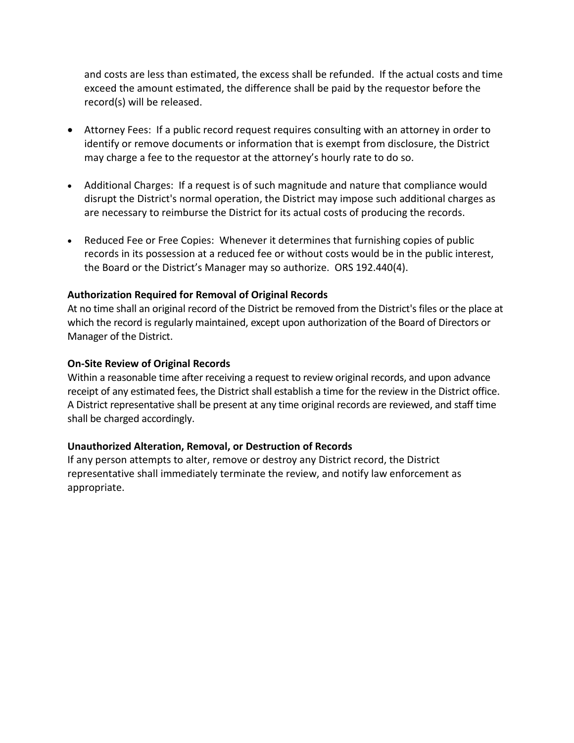and costs are less than estimated, the excess shall be refunded. If the actual costs and time exceed the amount estimated, the difference shall be paid by the requestor before the record(s) will be released.

- Attorney Fees: If a public record request requires consulting with an attorney in order to identify or remove documents or information that is exempt from disclosure, the District may charge a fee to the requestor at the attorney's hourly rate to do so.

- Additional Charges: If a request is of such magnitude and nature that compliance would disrupt the District's normal operation, the District may impose such additional charges as are necessary to reimburse the District for its actual costs of producing the records.

- Reduced Fee or Free Copies: Whenever it determines that furnishing copies of public records in its possession at a reduced fee or without costs would be in the public interest, the Board or the District's Manager may so authorize. ORS 192.440(4).

**Authorization Required for Removal of Original Records**

At no time shall an original record of the District be removed from the District's files or the place at which the record is regularly maintained, except upon authorization of the Board of Directors or Manager of the District.

**On-Site Review of Original Records**

Within a reasonable time after receiving a request to review original records, and upon advance receipt of any estimated fees, the District shall establish a time for the review in the District office. A District representative shall be present at any time original records are reviewed, and staff time shall be charged accordingly.

**Unauthorized Alteration, Removal, or Destruction of Records**

If any person attempts to alter, remove or destroy any District record, the District representative shall immediately terminate the review, and notify law enforcement as appropriate.